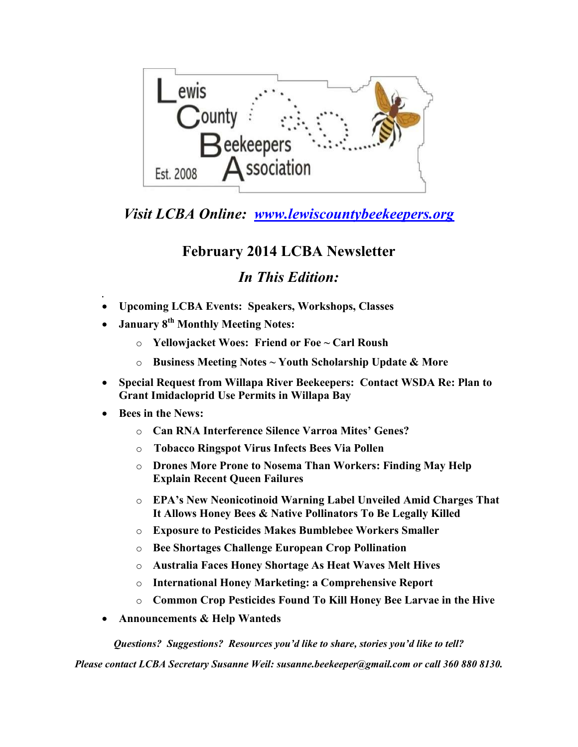Lewis County Beekeepers Association

Est. 2008

*Visit LCBA Online: [www.lewiscountybeekeepers.org](http://www.lewiscountybeekeepers.org)*

# February 2014 LCBA Newsletter

## *In This Edition:*

- **Upcoming LCBA Events: Speakers, Workshops, Classes**
- **January 8th Monthly Meeting Notes:**
  - **Yellowjacket Woes: Friend or Foe ~ Carl Roush**
  - **Business Meeting Notes ~ Youth Scholarship Update & More**
- **Special Request from Willapa River Beekeepers: Contact WSDA Re: Plan to Grant Imidacloprid Use Permits in Willapa Bay**
- **Bees in the News:**
  - **Can RNA Interference Silence Varroa Mites' Genes?**
  - **Tobacco Ringspot Virus Infects Bees Via Pollen**
  - **Drones More Prone to Nosema Than Workers: Finding May Help Explain Recent Queen Failures**
  - **EPA's New Neonicotinoid Warning Label Unveiled Amid Charges That It Allows Honey Bees & Native Pollinators To Be Legally Killed**
  - **Exposure to Pesticides Makes Bumblebee Workers Smaller**
  - **Bee Shortages Challenge European Crop Pollination**
  - **Australia Faces Honey Shortage As Heat Waves Melt Hives**
  - **International Honey Marketing: a Comprehensive Report**
  - **Common Crop Pesticides Found To Kill Honey Bee Larvae in the Hive**
- **Announcements & Help Wanteds**

***Questions? Suggestions? Resources you'd like to share, stories you'd like to tell?***

***Please contact LCBA Secretary Susanne Weil: susanne.beekeeper@gmail.com or call 360 880 8130.***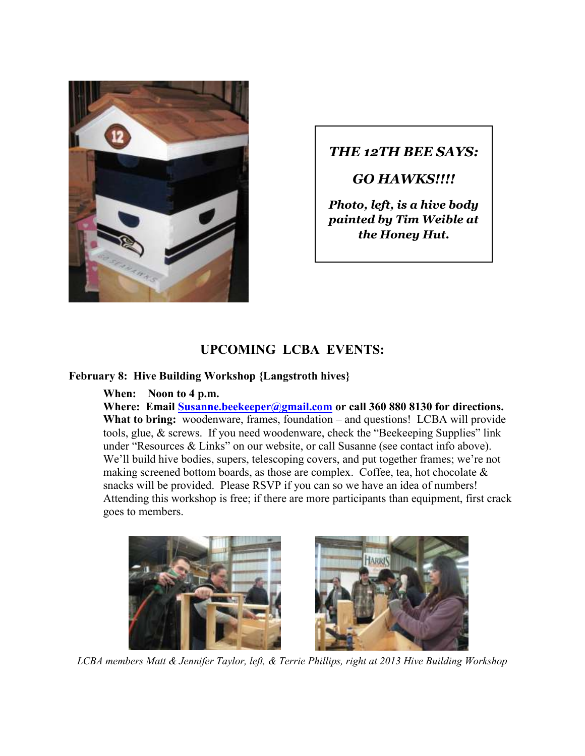***THE 12TH BEE SAYS:***

***GO HAWKS!!!!***

***Photo, left, is a hive body painted by Tim Weible at the Honey Hut.***

## UPCOMING LCBA EVENTS:

**February 8: Hive Building Workshop {Langstroth hives}**

**When:** **Noon to 4 p.m.**
**Where: Email [Susanne.beekeeper@gmail.com](mailto:Susanne.beekeeper@gmail.com) or call 360 880 8130 for directions.**
**What to bring:** woodenware, frames, foundation – and questions! LCBA will provide tools, glue, & screws. If you need woodenware, check the "Beekeeping Supplies" link under "Resources & Links" on our website, or call Susanne (see contact info above). We'll build hive bodies, supers, telescoping covers, and put together frames; we're not making screened bottom boards, as those are complex. Coffee, tea, hot chocolate & snacks will be provided. Please RSVP if you can so we have an idea of numbers! Attending this workshop is free; if there are more participants than equipment, first crack goes to members.

*LCBA members Matt & Jennifer Taylor, left, & Terrie Phillips, right at 2013 Hive Building Workshop*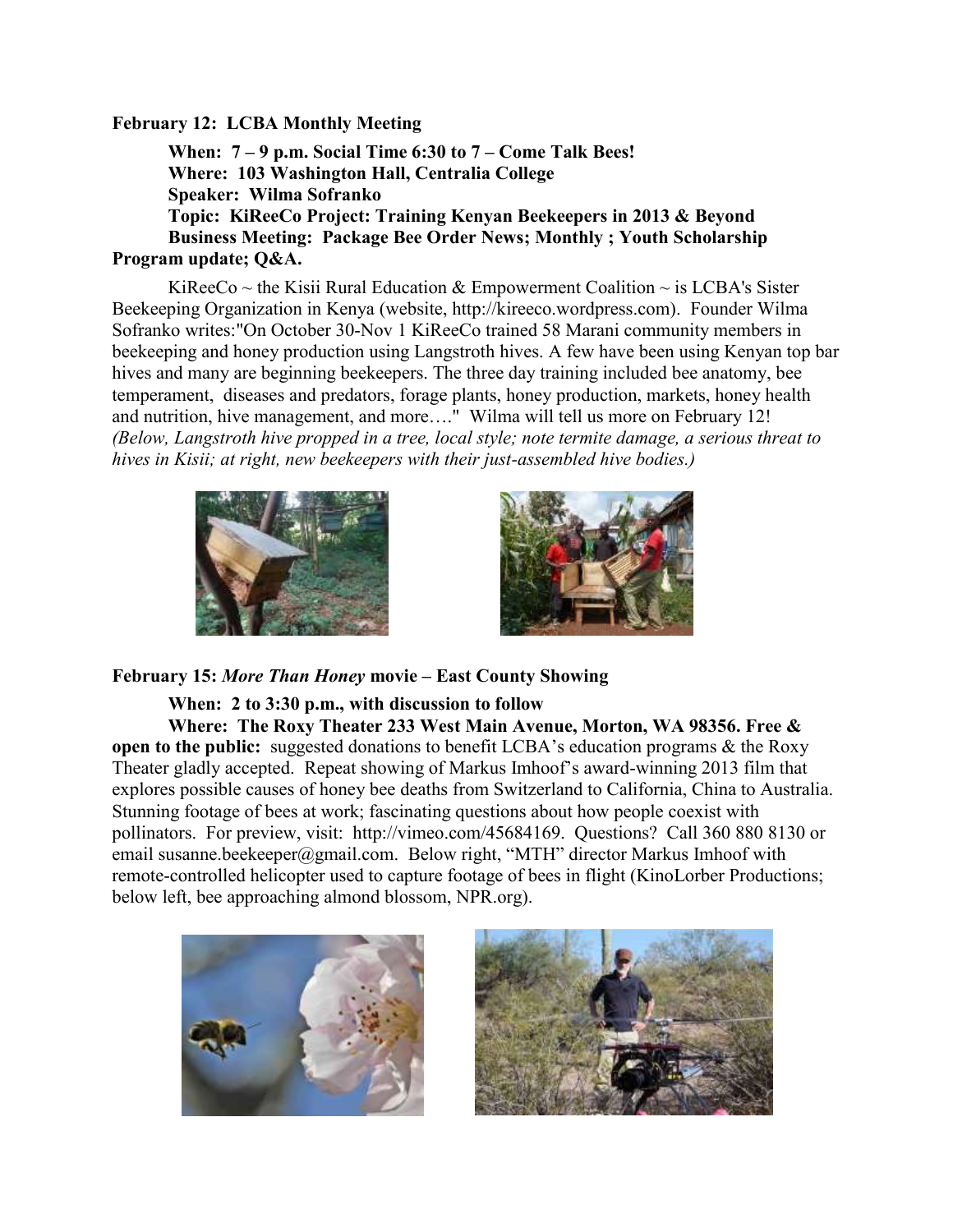**February 12: LCBA Monthly Meeting**

**When: 7 – 9 p.m. Social Time 6:30 to 7 – Come Talk Bees!**
**Where: 103 Washington Hall, Centralia College**
**Speaker: Wilma Sofranko**
**Topic: KiReeCo Project: Training Kenyan Beekeepers in 2013 & Beyond**
**Business Meeting: Package Bee Order News; Monthly ; Youth Scholarship Program update; Q&A.**

KiReeCo ~ the Kisii Rural Education & Empowerment Coalition ~ is LCBA's Sister Beekeeping Organization in Kenya (website, http://kireeco.wordpress.com). Founder Wilma Sofranko writes:"On October 30-Nov 1 KiReeCo trained 58 Marani community members in beekeeping and honey production using Langstroth hives. A few have been using Kenyan top bar hives and many are beginning beekeepers. The three day training included bee anatomy, bee temperament, diseases and predators, forage plants, honey production, markets, honey health and nutrition, hive management, and more…." Wilma will tell us more on February 12! *(Below, Langstroth hive propped in a tree, local style; note termite damage, a serious threat to hives in Kisii; at right, new beekeepers with their just-assembled hive bodies.)*

**February 15: *More Than Honey* movie – East County Showing**

**When: 2 to 3:30 p.m., with discussion to follow**
**Where: The Roxy Theater 233 West Main Avenue, Morton, WA 98356. Free & open to the public:** suggested donations to benefit LCBA's education programs & the Roxy Theater gladly accepted. Repeat showing of Markus Imhoof's award-winning 2013 film that explores possible causes of honey bee deaths from Switzerland to California, China to Australia. Stunning footage of bees at work; fascinating questions about how people coexist with pollinators. For preview, visit: http://vimeo.com/45684169. Questions? Call 360 880 8130 or email susanne.beekeeper@gmail.com. Below right, "MTH" director Markus Imhoof with remote-controlled helicopter used to capture footage of bees in flight (KinoLorber Productions; below left, bee approaching almond blossom, NPR.org).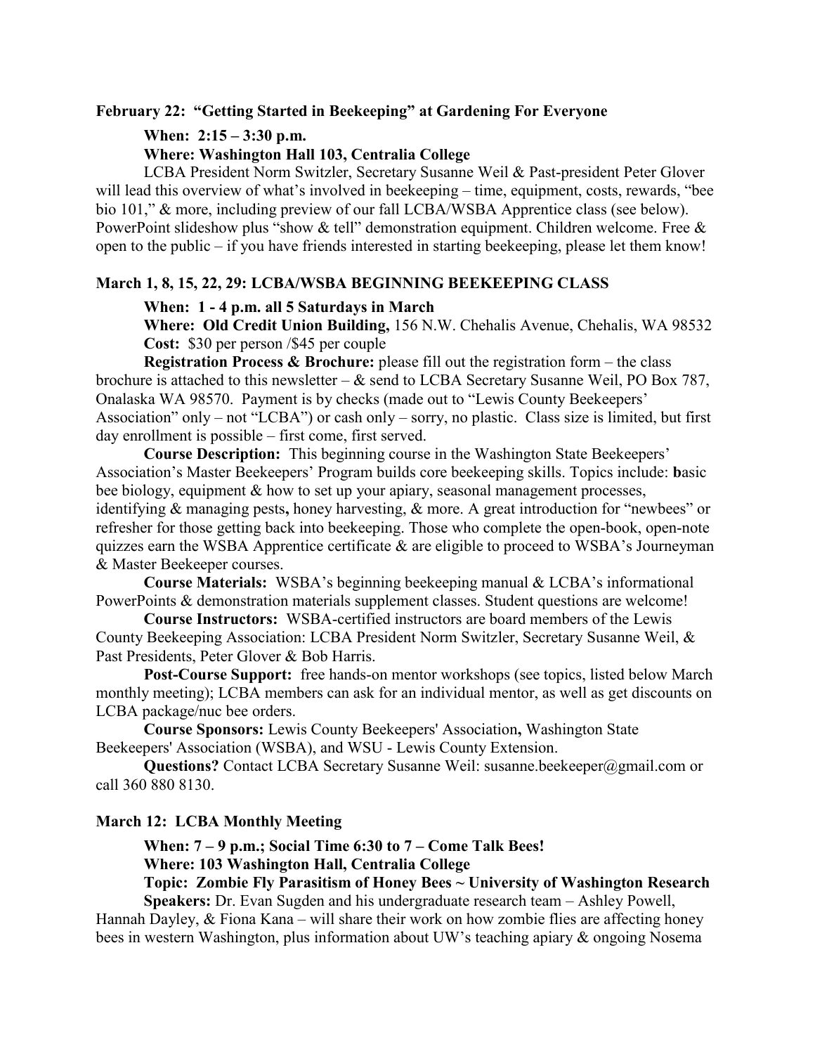**February 22: "Getting Started in Beekeeping" at Gardening For Everyone**

**When: 2:15 – 3:30 p.m.**

**Where: Washington Hall 103, Centralia College**

LCBA President Norm Switzler, Secretary Susanne Weil & Past-president Peter Glover will lead this overview of what's involved in beekeeping – time, equipment, costs, rewards, "bee bio 101," & more, including preview of our fall LCBA/WSBA Apprentice class (see below). PowerPoint slideshow plus "show & tell" demonstration equipment. Children welcome. Free & open to the public – if you have friends interested in starting beekeeping, please let them know!

**March 1, 8, 15, 22, 29: LCBA/WSBA BEGINNING BEEKEEPING CLASS**

**When: 1 - 4 p.m. all 5 Saturdays in March**

**Where: Old Credit Union Building,** 156 N.W. Chehalis Avenue, Chehalis, WA 98532

**Cost:** $30 per person /$45 per couple

**Registration Process & Brochure:** please fill out the registration form – the class brochure is attached to this newsletter – & send to LCBA Secretary Susanne Weil, PO Box 787, Onalaska WA 98570. Payment is by checks (made out to "Lewis County Beekeepers' Association" only – not "LCBA") or cash only – sorry, no plastic. Class size is limited, but first day enrollment is possible – first come, first served.

**Course Description:** This beginning course in the Washington State Beekeepers' Association's Master Beekeepers' Program builds core beekeeping skills. Topics include: **b**asic bee biology, equipment & how to set up your apiary, seasonal management processes, identifying & managing pests**,** honey harvesting, & more. A great introduction for "newbees" or refresher for those getting back into beekeeping. Those who complete the open-book, open-note quizzes earn the WSBA Apprentice certificate & are eligible to proceed to WSBA's Journeyman & Master Beekeeper courses.

**Course Materials:** WSBA's beginning beekeeping manual & LCBA's informational PowerPoints & demonstration materials supplement classes. Student questions are welcome!

**Course Instructors:** WSBA-certified instructors are board members of the Lewis County Beekeeping Association: LCBA President Norm Switzler, Secretary Susanne Weil, & Past Presidents, Peter Glover & Bob Harris.

**Post-Course Support:** free hands-on mentor workshops (see topics, listed below March monthly meeting); LCBA members can ask for an individual mentor, as well as get discounts on LCBA package/nuc bee orders.

**Course Sponsors:** Lewis County Beekeepers' Association**,** Washington State Beekeepers' Association (WSBA), and WSU - Lewis County Extension.

**Questions?** Contact LCBA Secretary Susanne Weil: susanne.beekeeper@gmail.com or call 360 880 8130.

**March 12: LCBA Monthly Meeting**

**When: 7 – 9 p.m.; Social Time 6:30 to 7 – Come Talk Bees!**

**Where: 103 Washington Hall, Centralia College**

**Topic: Zombie Fly Parasitism of Honey Bees ~ University of Washington Research**

**Speakers:** Dr. Evan Sugden and his undergraduate research team – Ashley Powell, Hannah Dayley, & Fiona Kana – will share their work on how zombie flies are affecting honey bees in western Washington, plus information about UW's teaching apiary & ongoing Nosema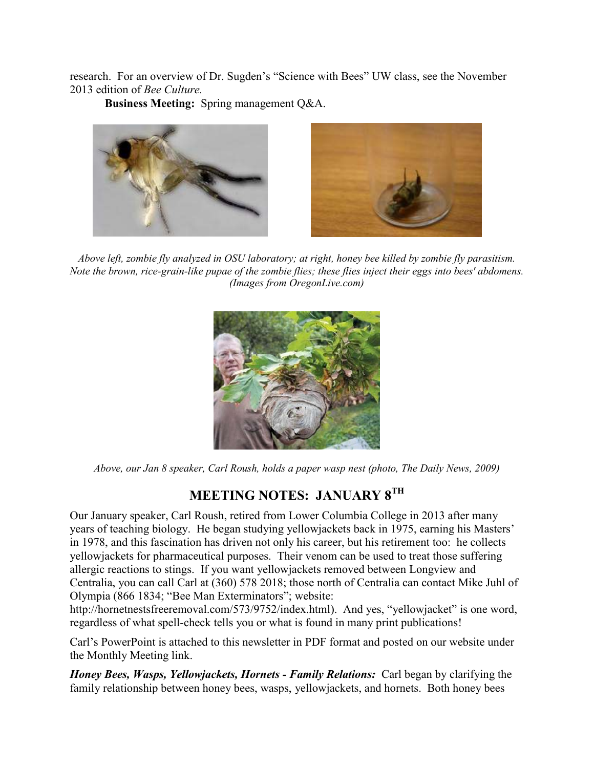research. For an overview of Dr. Sugden's "Science with Bees" UW class, see the November 2013 edition of *Bee Culture.*

**Business Meeting:** Spring management Q&A.

*Above left, zombie fly analyzed in OSU laboratory; at right, honey bee killed by zombie fly parasitism. Note the brown, rice-grain-like pupae of the zombie flies; these flies inject their eggs into bees' abdomens. (Images from OregonLive.com)*

*Above, our Jan 8 speaker, Carl Roush, holds a paper wasp nest (photo, The Daily News, 2009)*

## MEETING NOTES: JANUARY 8TH

Our January speaker, Carl Roush, retired from Lower Columbia College in 2013 after many years of teaching biology. He began studying yellowjackets back in 1975, earning his Masters' in 1978, and this fascination has driven not only his career, but his retirement too: he collects yellowjackets for pharmaceutical purposes. Their venom can be used to treat those suffering allergic reactions to stings. If you want yellowjackets removed between Longview and Centralia, you can call Carl at (360) 578 2018; those north of Centralia can contact Mike Juhl of Olympia (866 1834; "Bee Man Exterminators"; website: http://hornetnestsfreeremoval.com/573/9752/index.html). And yes, "yellowjacket" is one word, regardless of what spell-check tells you or what is found in many print publications!

Carl's PowerPoint is attached to this newsletter in PDF format and posted on our website under the Monthly Meeting link.

***Honey Bees, Wasps, Yellowjackets, Hornets - Family Relations:*** Carl began by clarifying the family relationship between honey bees, wasps, yellowjackets, and hornets. Both honey bees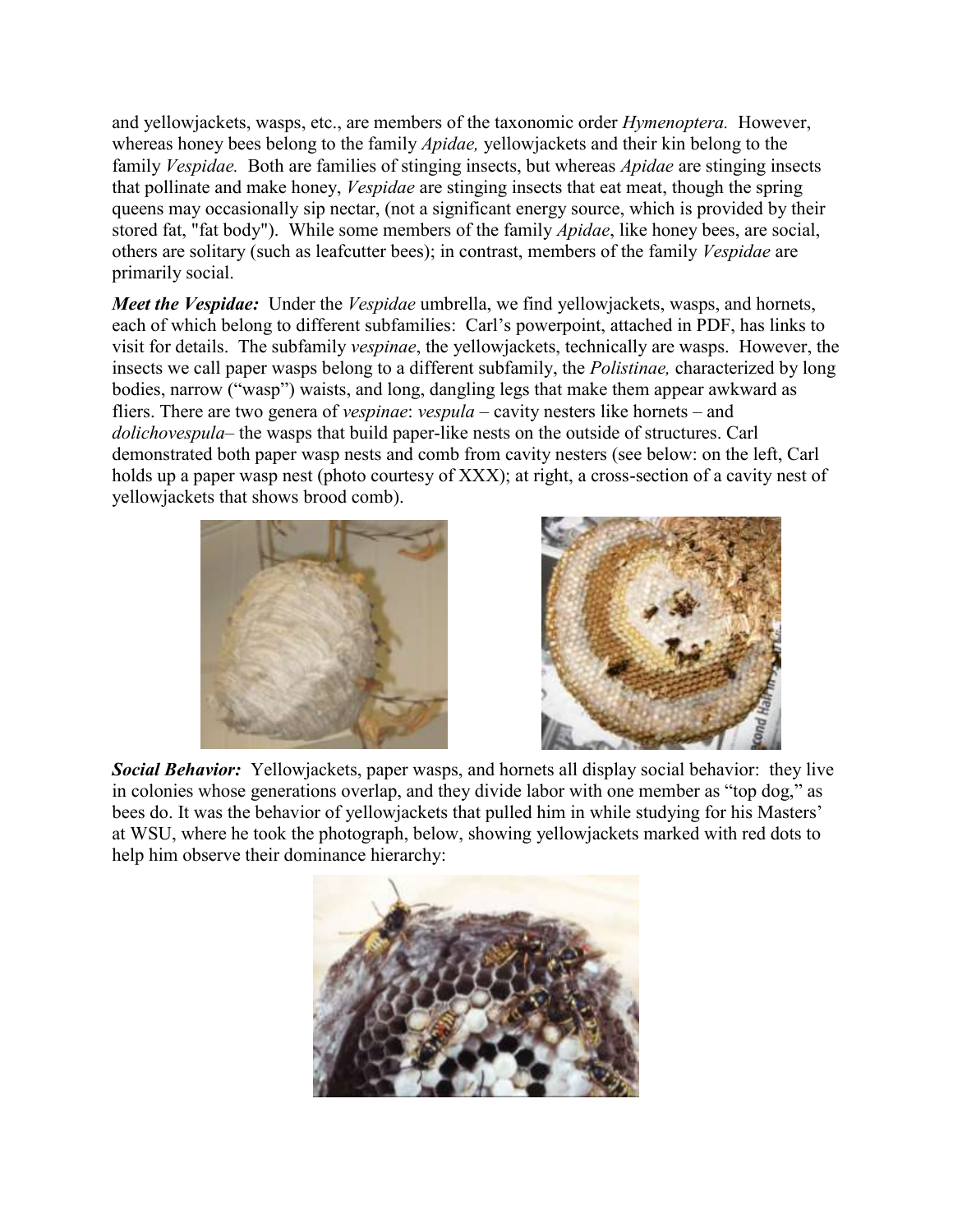and yellowjackets, wasps, etc., are members of the taxonomic order *Hymenoptera.* However, whereas honey bees belong to the family *Apidae,* yellowjackets and their kin belong to the family *Vespidae.* Both are families of stinging insects, but whereas *Apidae* are stinging insects that pollinate and make honey, *Vespidae* are stinging insects that eat meat, though the spring queens may occasionally sip nectar, (not a significant energy source, which is provided by their stored fat, "fat body"). While some members of the family *Apidae*, like honey bees, are social, others are solitary (such as leafcutter bees); in contrast, members of the family *Vespidae* are primarily social.

***Meet the Vespidae:*** Under the *Vespidae* umbrella, we find yellowjackets, wasps, and hornets, each of which belong to different subfamilies: Carl's powerpoint, attached in PDF, has links to visit for details. The subfamily *vespinae*, the yellowjackets, technically are wasps. However, the insects we call paper wasps belong to a different subfamily, the *Polistinae,* characterized by long bodies, narrow ("wasp") waists, and long, dangling legs that make them appear awkward as fliers. There are two genera of *vespinae*: *vespula* – cavity nesters like hornets – and *dolichovespula*– the wasps that build paper-like nests on the outside of structures. Carl demonstrated both paper wasp nests and comb from cavity nesters (see below: on the left, Carl holds up a paper wasp nest (photo courtesy of XXX); at right, a cross-section of a cavity nest of yellowjackets that shows brood comb).

***Social Behavior:*** Yellowjackets, paper wasps, and hornets all display social behavior: they live in colonies whose generations overlap, and they divide labor with one member as "top dog," as bees do. It was the behavior of yellowjackets that pulled him in while studying for his Masters' at WSU, where he took the photograph, below, showing yellowjackets marked with red dots to help him observe their dominance hierarchy: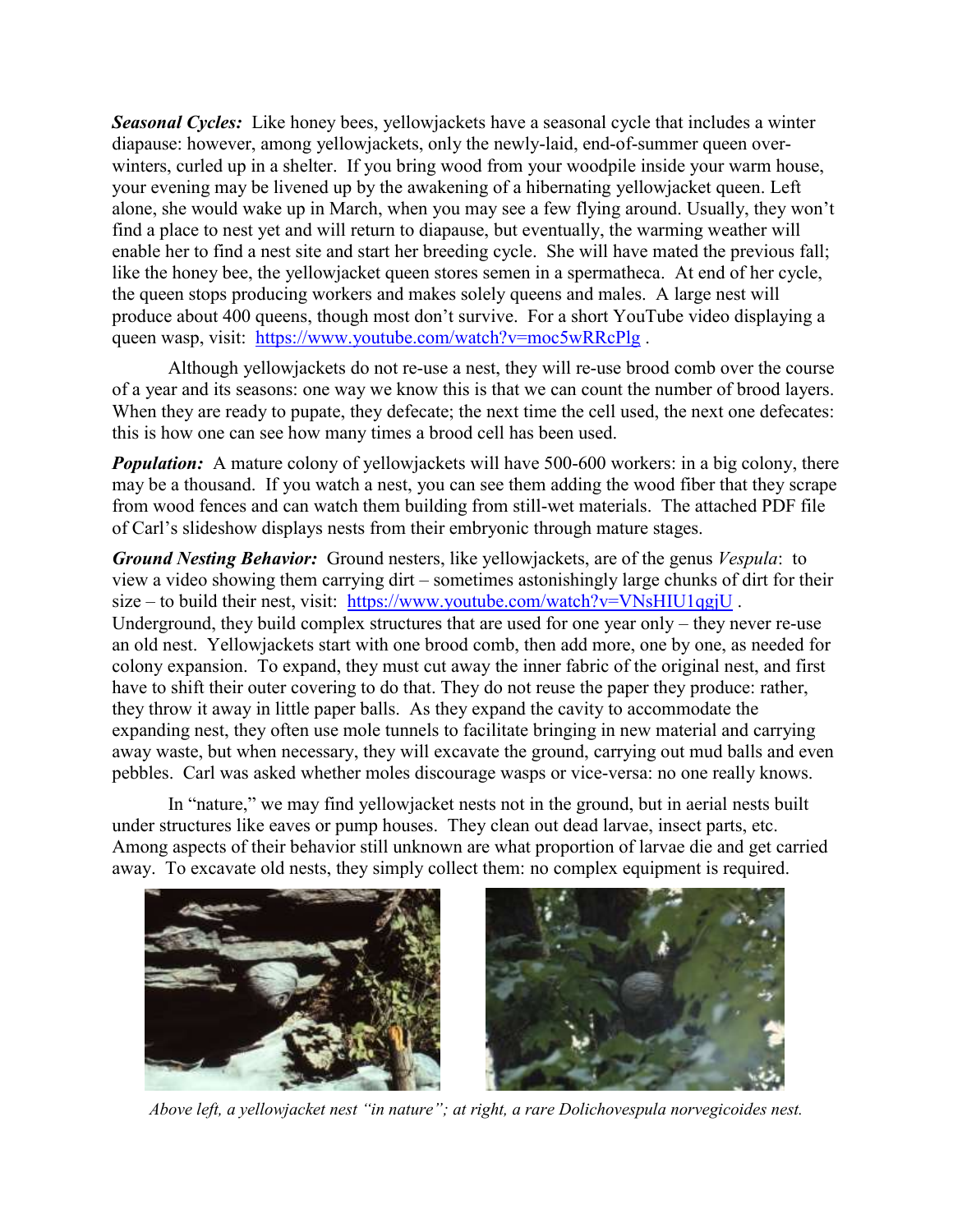***Seasonal Cycles:*** Like honey bees, yellowjackets have a seasonal cycle that includes a winter diapause: however, among yellowjackets, only the newly-laid, end-of-summer queen over-winters, curled up in a shelter. If you bring wood from your woodpile inside your warm house, your evening may be livened up by the awakening of a hibernating yellowjacket queen. Left alone, she would wake up in March, when you may see a few flying around. Usually, they won't find a place to nest yet and will return to diapause, but eventually, the warming weather will enable her to find a nest site and start her breeding cycle. She will have mated the previous fall; like the honey bee, the yellowjacket queen stores semen in a spermatheca. At end of her cycle, the queen stops producing workers and makes solely queens and males. A large nest will produce about 400 queens, though most don't survive. For a short YouTube video displaying a queen wasp, visit: https://www.youtube.com/watch?v=moc5wRRcPlg .

Although yellowjackets do not re-use a nest, they will re-use brood comb over the course of a year and its seasons: one way we know this is that we can count the number of brood layers. When they are ready to pupate, they defecate; the next time the cell used, the next one defecates: this is how one can see how many times a brood cell has been used.

***Population:*** A mature colony of yellowjackets will have 500-600 workers: in a big colony, there may be a thousand. If you watch a nest, you can see them adding the wood fiber that they scrape from wood fences and can watch them building from still-wet materials. The attached PDF file of Carl's slideshow displays nests from their embryonic through mature stages.

***Ground Nesting Behavior:*** Ground nesters, like yellowjackets, are of the genus *Vespula*: to view a video showing them carrying dirt – sometimes astonishingly large chunks of dirt for their size – to build their nest, visit: https://www.youtube.com/watch?v=VNsHIU1qgjU . Underground, they build complex structures that are used for one year only – they never re-use an old nest. Yellowjackets start with one brood comb, then add more, one by one, as needed for colony expansion. To expand, they must cut away the inner fabric of the original nest, and first have to shift their outer covering to do that. They do not reuse the paper they produce: rather, they throw it away in little paper balls. As they expand the cavity to accommodate the expanding nest, they often use mole tunnels to facilitate bringing in new material and carrying away waste, but when necessary, they will excavate the ground, carrying out mud balls and even pebbles. Carl was asked whether moles discourage wasps or vice-versa: no one really knows.

In "nature," we may find yellowjacket nests not in the ground, but in aerial nests built under structures like eaves or pump houses. They clean out dead larvae, insect parts, etc. Among aspects of their behavior still unknown are what proportion of larvae die and get carried away. To excavate old nests, they simply collect them: no complex equipment is required.

*Above left, a yellowjacket nest "in nature"; at right, a rare Dolichovespula norvegicoides nest.*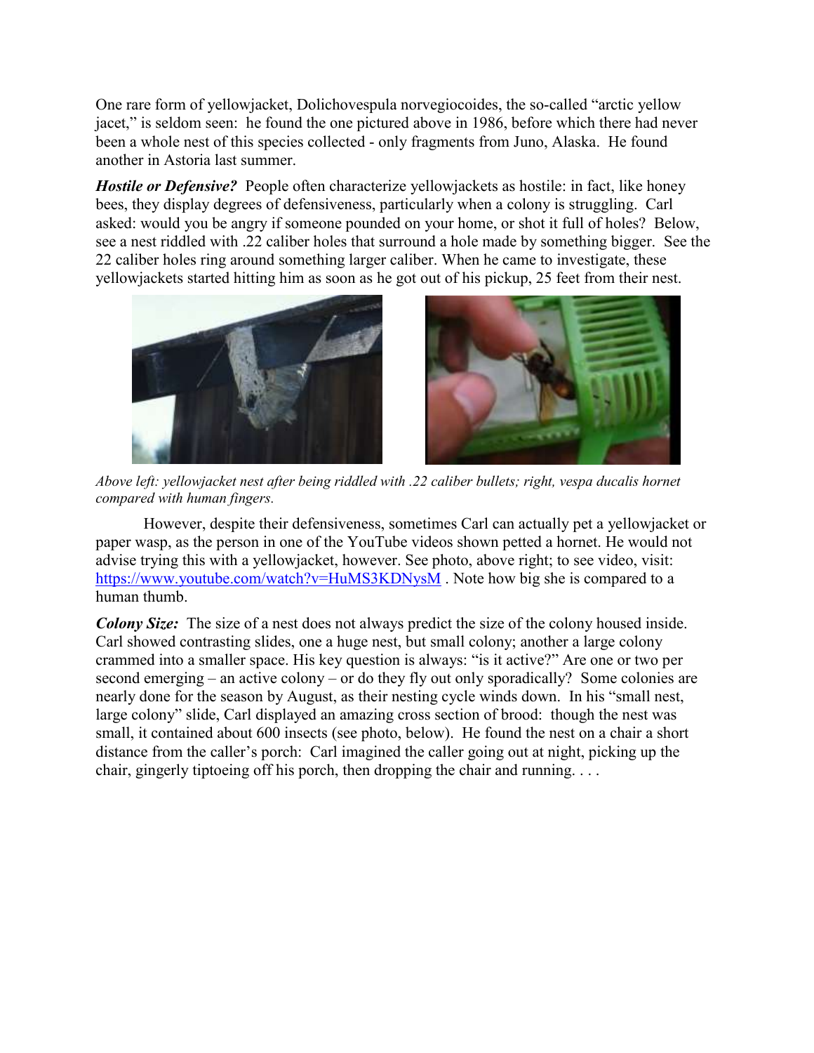One rare form of yellowjacket, Dolichovespula norvegiocoides, the so-called "arctic yellow jacet," is seldom seen: he found the one pictured above in 1986, before which there had never been a whole nest of this species collected - only fragments from Juno, Alaska. He found another in Astoria last summer.

***Hostile or Defensive?*** People often characterize yellowjackets as hostile: in fact, like honey bees, they display degrees of defensiveness, particularly when a colony is struggling. Carl asked: would you be angry if someone pounded on your home, or shot it full of holes? Below, see a nest riddled with .22 caliber holes that surround a hole made by something bigger. See the 22 caliber holes ring around something larger caliber. When he came to investigate, these yellowjackets started hitting him as soon as he got out of his pickup, 25 feet from their nest.

*Above left: yellowjacket nest after being riddled with .22 caliber bullets; right, vespa ducalis hornet compared with human fingers.*

However, despite their defensiveness, sometimes Carl can actually pet a yellowjacket or paper wasp, as the person in one of the YouTube videos shown petted a hornet. He would not advise trying this with a yellowjacket, however. See photo, above right; to see video, visit: https://www.youtube.com/watch?v=HuMS3KDNysM . Note how big she is compared to a human thumb.

***Colony Size:*** The size of a nest does not always predict the size of the colony housed inside. Carl showed contrasting slides, one a huge nest, but small colony; another a large colony crammed into a smaller space. His key question is always: "is it active?" Are one or two per second emerging – an active colony – or do they fly out only sporadically? Some colonies are nearly done for the season by August, as their nesting cycle winds down. In his "small nest, large colony" slide, Carl displayed an amazing cross section of brood: though the nest was small, it contained about 600 insects (see photo, below). He found the nest on a chair a short distance from the caller's porch: Carl imagined the caller going out at night, picking up the chair, gingerly tiptoeing off his porch, then dropping the chair and running. . . .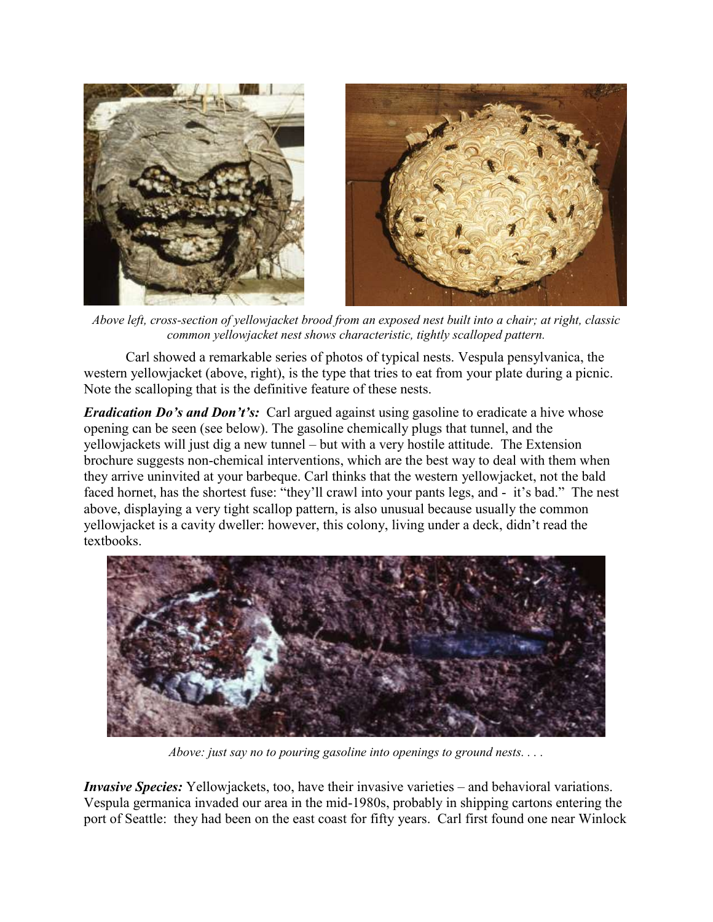*Above left, cross-section of yellowjacket brood from an exposed nest built into a chair; at right, classic common yellowjacket nest shows characteristic, tightly scalloped pattern.*

Carl showed a remarkable series of photos of typical nests. Vespula pensylvanica, the western yellowjacket (above, right), is the type that tries to eat from your plate during a picnic. Note the scalloping that is the definitive feature of these nests.

***Eradication Do's and Don't's:*** Carl argued against using gasoline to eradicate a hive whose opening can be seen (see below). The gasoline chemically plugs that tunnel, and the yellowjackets will just dig a new tunnel – but with a very hostile attitude. The Extension brochure suggests non-chemical interventions, which are the best way to deal with them when they arrive uninvited at your barbeque. Carl thinks that the western yellowjacket, not the bald faced hornet, has the shortest fuse: "they'll crawl into your pants legs, and - it's bad." The nest above, displaying a very tight scallop pattern, is also unusual because usually the common yellowjacket is a cavity dweller: however, this colony, living under a deck, didn't read the textbooks.

*Above: just say no to pouring gasoline into openings to ground nests. . . .*

***Invasive Species:*** Yellowjackets, too, have their invasive varieties – and behavioral variations. Vespula germanica invaded our area in the mid-1980s, probably in shipping cartons entering the port of Seattle: they had been on the east coast for fifty years. Carl first found one near Winlock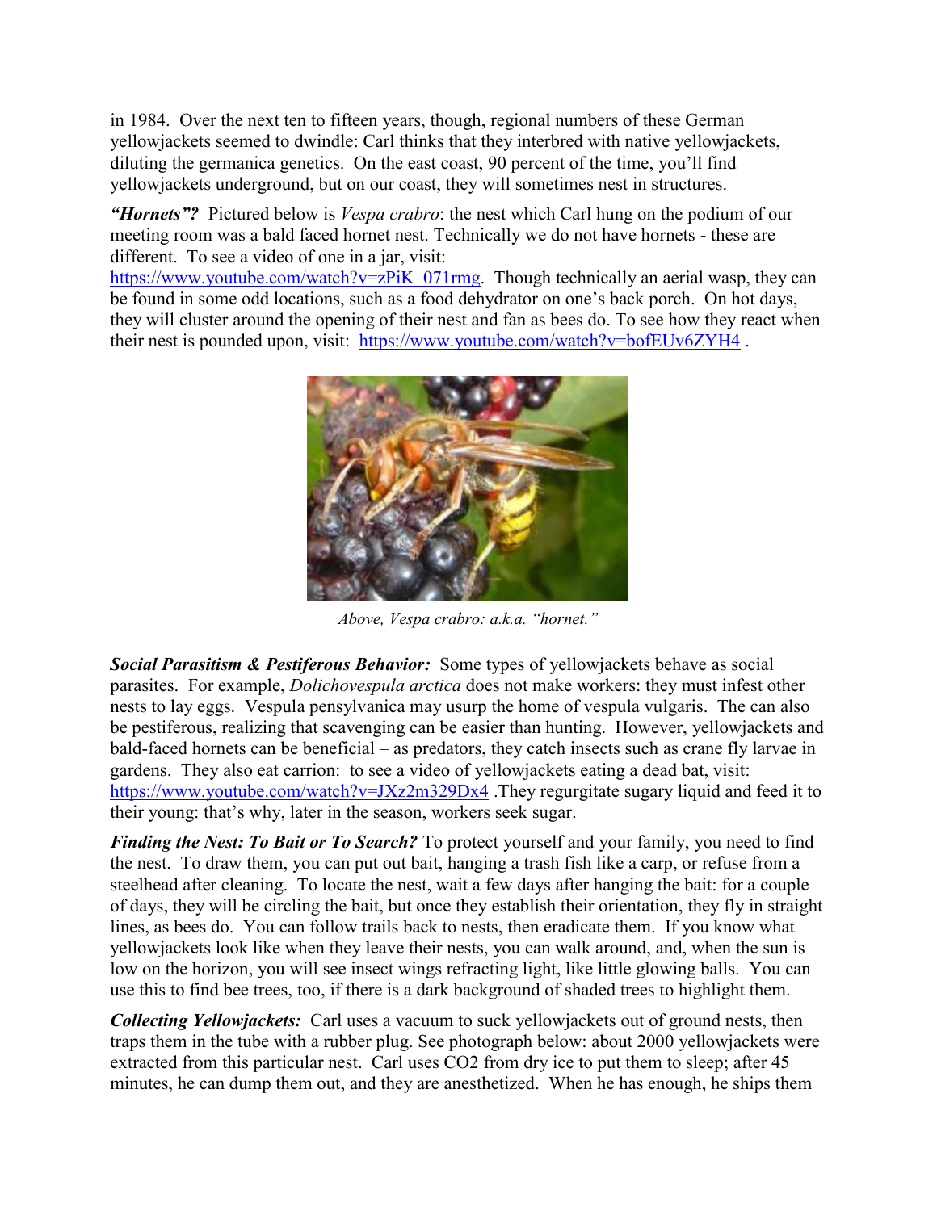in 1984. Over the next ten to fifteen years, though, regional numbers of these German yellowjackets seemed to dwindle: Carl thinks that they interbred with native yellowjackets, diluting the germanica genetics. On the east coast, 90 percent of the time, you'll find yellowjackets underground, but on our coast, they will sometimes nest in structures.

***"Hornets"?*** Pictured below is *Vespa crabro*: the nest which Carl hung on the podium of our meeting room was a bald faced hornet nest. Technically we do not have hornets - these are different. To see a video of one in a jar, visit: https://www.youtube.com/watch?v=zPiK_071rmg. Though technically an aerial wasp, they can be found in some odd locations, such as a food dehydrator on one's back porch. On hot days, they will cluster around the opening of their nest and fan as bees do. To see how they react when their nest is pounded upon, visit: https://www.youtube.com/watch?v=bofEUv6ZYH4 .

*Above, Vespa crabro: a.k.a. "hornet."*

***Social Parasitism & Pestiferous Behavior:*** Some types of yellowjackets behave as social parasites. For example, *Dolichovespula arctica* does not make workers: they must infest other nests to lay eggs. Vespula pensylvanica may usurp the home of vespula vulgaris. The can also be pestiferous, realizing that scavenging can be easier than hunting. However, yellowjackets and bald-faced hornets can be beneficial – as predators, they catch insects such as crane fly larvae in gardens. They also eat carrion: to see a video of yellowjackets eating a dead bat, visit: https://www.youtube.com/watch?v=JXz2m329Dx4 .They regurgitate sugary liquid and feed it to their young: that's why, later in the season, workers seek sugar.

***Finding the Nest: To Bait or To Search?*** To protect yourself and your family, you need to find the nest. To draw them, you can put out bait, hanging a trash fish like a carp, or refuse from a steelhead after cleaning. To locate the nest, wait a few days after hanging the bait: for a couple of days, they will be circling the bait, but once they establish their orientation, they fly in straight lines, as bees do. You can follow trails back to nests, then eradicate them. If you know what yellowjackets look like when they leave their nests, you can walk around, and, when the sun is low on the horizon, you will see insect wings refracting light, like little glowing balls. You can use this to find bee trees, too, if there is a dark background of shaded trees to highlight them.

***Collecting Yellowjackets:*** Carl uses a vacuum to suck yellowjackets out of ground nests, then traps them in the tube with a rubber plug. See photograph below: about 2000 yellowjackets were extracted from this particular nest. Carl uses $CO_2$ from dry ice to put them to sleep; after 45 minutes, he can dump them out, and they are anesthetized. When he has enough, he ships them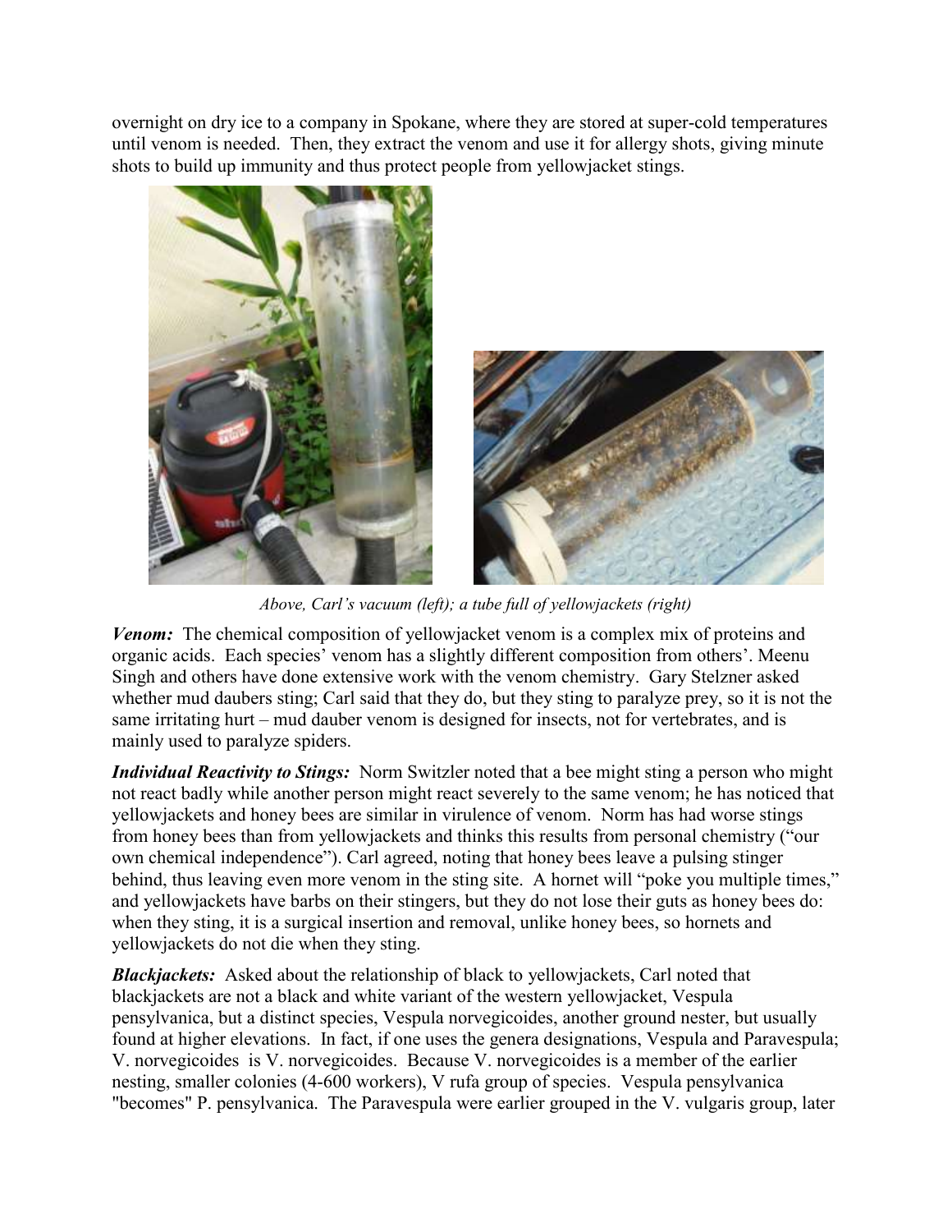overnight on dry ice to a company in Spokane, where they are stored at super-cold temperatures until venom is needed. Then, they extract the venom and use it for allergy shots, giving minute shots to build up immunity and thus protect people from yellowjacket stings.

*Above, Carl's vacuum (left); a tube full of yellowjackets (right)*

***Venom:*** The chemical composition of yellowjacket venom is a complex mix of proteins and organic acids. Each species' venom has a slightly different composition from others'. Meenu Singh and others have done extensive work with the venom chemistry. Gary Stelzner asked whether mud daubers sting; Carl said that they do, but they sting to paralyze prey, so it is not the same irritating hurt – mud dauber venom is designed for insects, not for vertebrates, and is mainly used to paralyze spiders.

***Individual Reactivity to Stings:*** Norm Switzler noted that a bee might sting a person who might not react badly while another person might react severely to the same venom; he has noticed that yellowjackets and honey bees are similar in virulence of venom. Norm has had worse stings from honey bees than from yellowjackets and thinks this results from personal chemistry ("our own chemical independence"). Carl agreed, noting that honey bees leave a pulsing stinger behind, thus leaving even more venom in the sting site. A hornet will "poke you multiple times," and yellowjackets have barbs on their stingers, but they do not lose their guts as honey bees do: when they sting, it is a surgical insertion and removal, unlike honey bees, so hornets and yellowjackets do not die when they sting.

***Blackjackets:*** Asked about the relationship of black to yellowjackets, Carl noted that blackjackets are not a black and white variant of the western yellowjacket, Vespula pensylvanica, but a distinct species, Vespula norvegicoides, another ground nester, but usually found at higher elevations. In fact, if one uses the genera designations, Vespula and Paravespula; V. norvegicoides is V. norvegicoides. Because V. norvegicoides is a member of the earlier nesting, smaller colonies (4-600 workers), V rufa group of species. Vespula pensylvanica "becomes" P. pensylvanica. The Paravespula were earlier grouped in the V. vulgaris group, later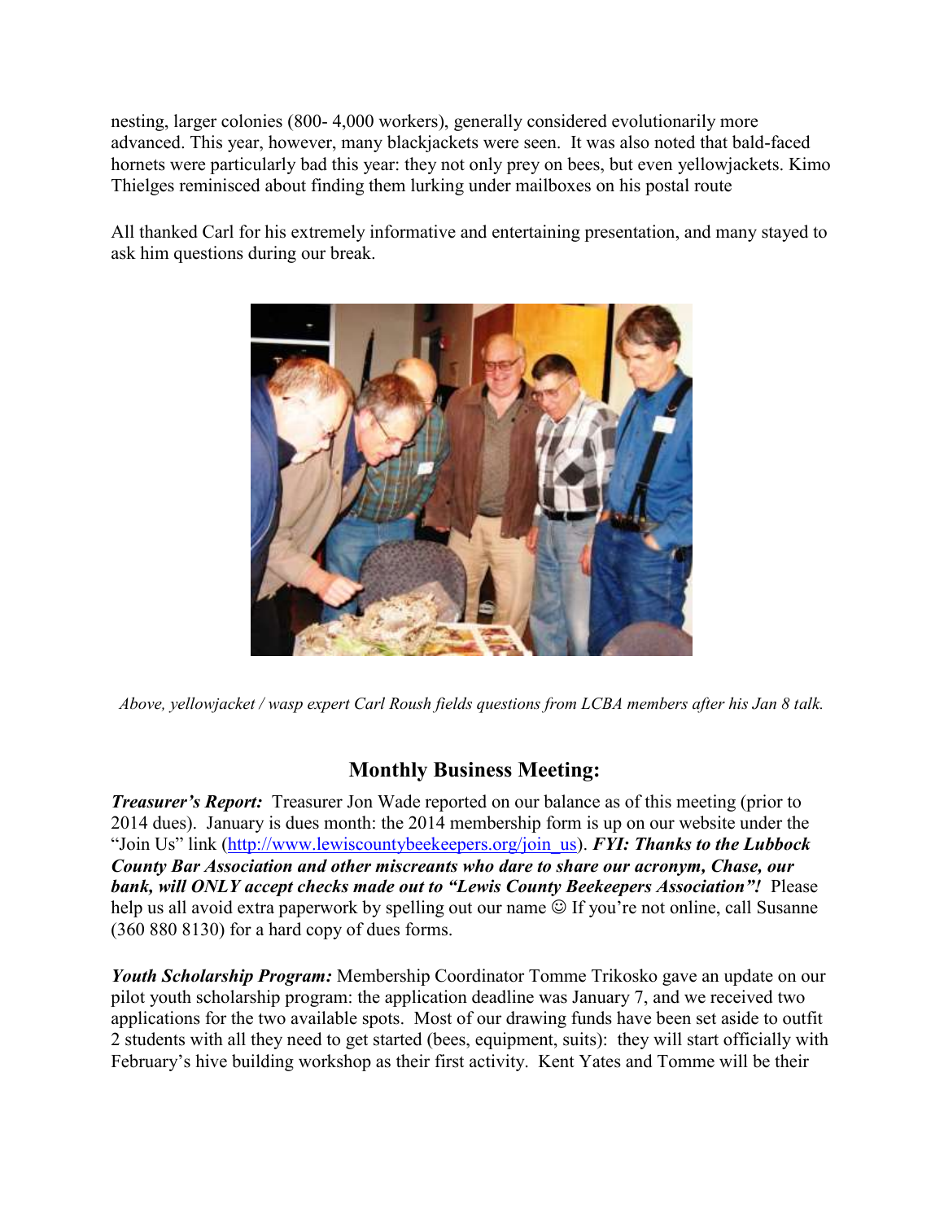nesting, larger colonies (800- 4,000 workers), generally considered evolutionarily more advanced. This year, however, many blackjackets were seen. It was also noted that bald-faced hornets were particularly bad this year: they not only prey on bees, but even yellowjackets. Kimo Thielges reminisced about finding them lurking under mailboxes on his postal route

All thanked Carl for his extremely informative and entertaining presentation, and many stayed to ask him questions during our break.

*Above, yellowjacket / wasp expert Carl Roush fields questions from LCBA members after his Jan 8 talk.*

## Monthly Business Meeting:

***Treasurer's Report:*** Treasurer Jon Wade reported on our balance as of this meeting (prior to 2014 dues). January is dues month: the 2014 membership form is up on our website under the "Join Us" link (http://www.lewiscountybeekeepers.org/join_us). ***FYI: Thanks to the Lubbock County Bar Association and other miscreants who dare to share our acronym, Chase, our bank, will ONLY accept checks made out to "Lewis County Beekeepers Association"!*** Please help us all avoid extra paperwork by spelling out our name ☺ If you're not online, call Susanne (360 880 8130) for a hard copy of dues forms.

***Youth Scholarship Program:*** Membership Coordinator Tomme Trikosko gave an update on our pilot youth scholarship program: the application deadline was January 7, and we received two applications for the two available spots. Most of our drawing funds have been set aside to outfit 2 students with all they need to get started (bees, equipment, suits): they will start officially with February's hive building workshop as their first activity. Kent Yates and Tomme will be their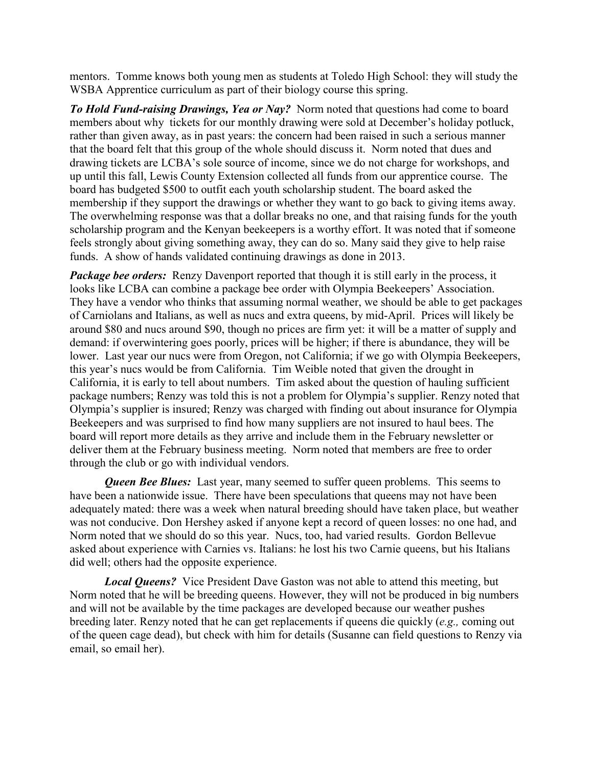mentors. Tomme knows both young men as students at Toledo High School: they will study the WSBA Apprentice curriculum as part of their biology course this spring.

***To Hold Fund-raising Drawings, Yea or Nay?*** Norm noted that questions had come to board members about why tickets for our monthly drawing were sold at December's holiday potluck, rather than given away, as in past years: the concern had been raised in such a serious manner that the board felt that this group of the whole should discuss it. Norm noted that dues and drawing tickets are LCBA's sole source of income, since we do not charge for workshops, and up until this fall, Lewis County Extension collected all funds from our apprentice course. The board has budgeted $500 to outfit each youth scholarship student. The board asked the membership if they support the drawings or whether they want to go back to giving items away. The overwhelming response was that a dollar breaks no one, and that raising funds for the youth scholarship program and the Kenyan beekeepers is a worthy effort. It was noted that if someone feels strongly about giving something away, they can do so. Many said they give to help raise funds. A show of hands validated continuing drawings as done in 2013.

***Package bee orders:*** Renzy Davenport reported that though it is still early in the process, it looks like LCBA can combine a package bee order with Olympia Beekeepers' Association. They have a vendor who thinks that assuming normal weather, we should be able to get packages of Carniolans and Italians, as well as nucs and extra queens, by mid-April. Prices will likely be around $80 and nucs around $90, though no prices are firm yet: it will be a matter of supply and demand: if overwintering goes poorly, prices will be higher; if there is abundance, they will be lower. Last year our nucs were from Oregon, not California; if we go with Olympia Beekeepers, this year's nucs would be from California. Tim Weible noted that given the drought in California, it is early to tell about numbers. Tim asked about the question of hauling sufficient package numbers; Renzy was told this is not a problem for Olympia's supplier. Renzy noted that Olympia's supplier is insured; Renzy was charged with finding out about insurance for Olympia Beekeepers and was surprised to find how many suppliers are not insured to haul bees. The board will report more details as they arrive and include them in the February newsletter or deliver them at the February business meeting. Norm noted that members are free to order through the club or go with individual vendors.

***Queen Bee Blues:*** Last year, many seemed to suffer queen problems. This seems to have been a nationwide issue. There have been speculations that queens may not have been adequately mated: there was a week when natural breeding should have taken place, but weather was not conducive. Don Hershey asked if anyone kept a record of queen losses: no one had, and Norm noted that we should do so this year. Nucs, too, had varied results. Gordon Bellevue asked about experience with Carnies vs. Italians: he lost his two Carnie queens, but his Italians did well; others had the opposite experience.

***Local Queens?*** Vice President Dave Gaston was not able to attend this meeting, but Norm noted that he will be breeding queens. However, they will not be produced in big numbers and will not be available by the time packages are developed because our weather pushes breeding later. Renzy noted that he can get replacements if queens die quickly (*e.g.,* coming out of the queen cage dead), but check with him for details (Susanne can field questions to Renzy via email, so email her).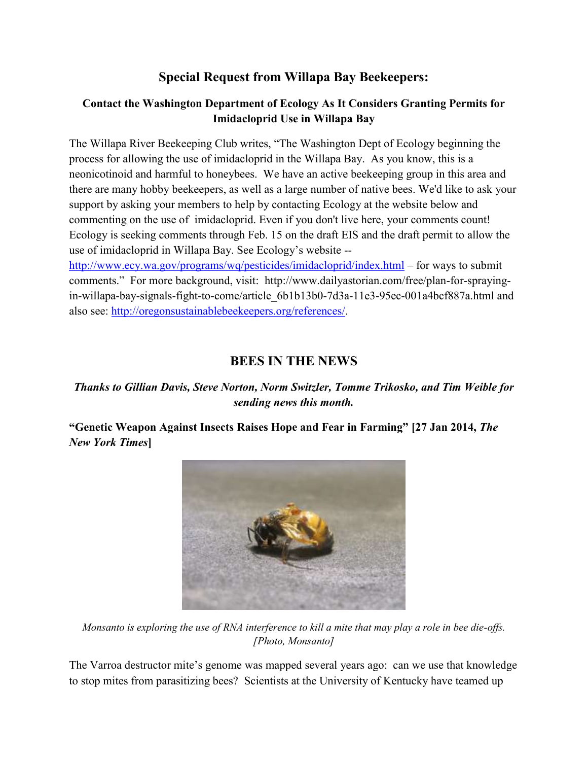## Special Request from Willapa Bay Beekeepers:

### Contact the Washington Department of Ecology As It Considers Granting Permits for Imidacloprid Use in Willapa Bay

The Willapa River Beekeeping Club writes, "The Washington Dept of Ecology beginning the process for allowing the use of imidacloprid in the Willapa Bay. As you know, this is a neonicotinoid and harmful to honeybees. We have an active beekeeping group in this area and there are many hobby beekeepers, as well as a large number of native bees. We'd like to ask your support by asking your members to help by contacting Ecology at the website below and commenting on the use of imidacloprid. Even if you don't live here, your comments count! Ecology is seeking comments through Feb. 15 on the draft EIS and the draft permit to allow the use of imidacloprid in Willapa Bay. See Ecology's website -- http://www.ecy.wa.gov/programs/wq/pesticides/imidacloprid/index.html – for ways to submit comments." For more background, visit: http://www.dailyastorian.com/free/plan-for-spraying-in-willapa-bay-signals-fight-to-come/article_6b1b13b0-7d3a-11e3-95ec-001a4bcf887a.html and also see: http://oregonsustainablebeekeepers.org/references/.

## BEES IN THE NEWS

***Thanks to Gillian Davis, Steve Norton, Norm Switzler, Tomme Trikosko, and Tim Weible for sending news this month.***

**"Genetic Weapon Against Insects Raises Hope and Fear in Farming" [27 Jan 2014, *The New York Times*]**

*Monsanto is exploring the use of RNA interference to kill a mite that may play a role in bee die-offs. [Photo, Monsanto]*

The Varroa destructor mite's genome was mapped several years ago: can we use that knowledge to stop mites from parasitizing bees? Scientists at the University of Kentucky have teamed up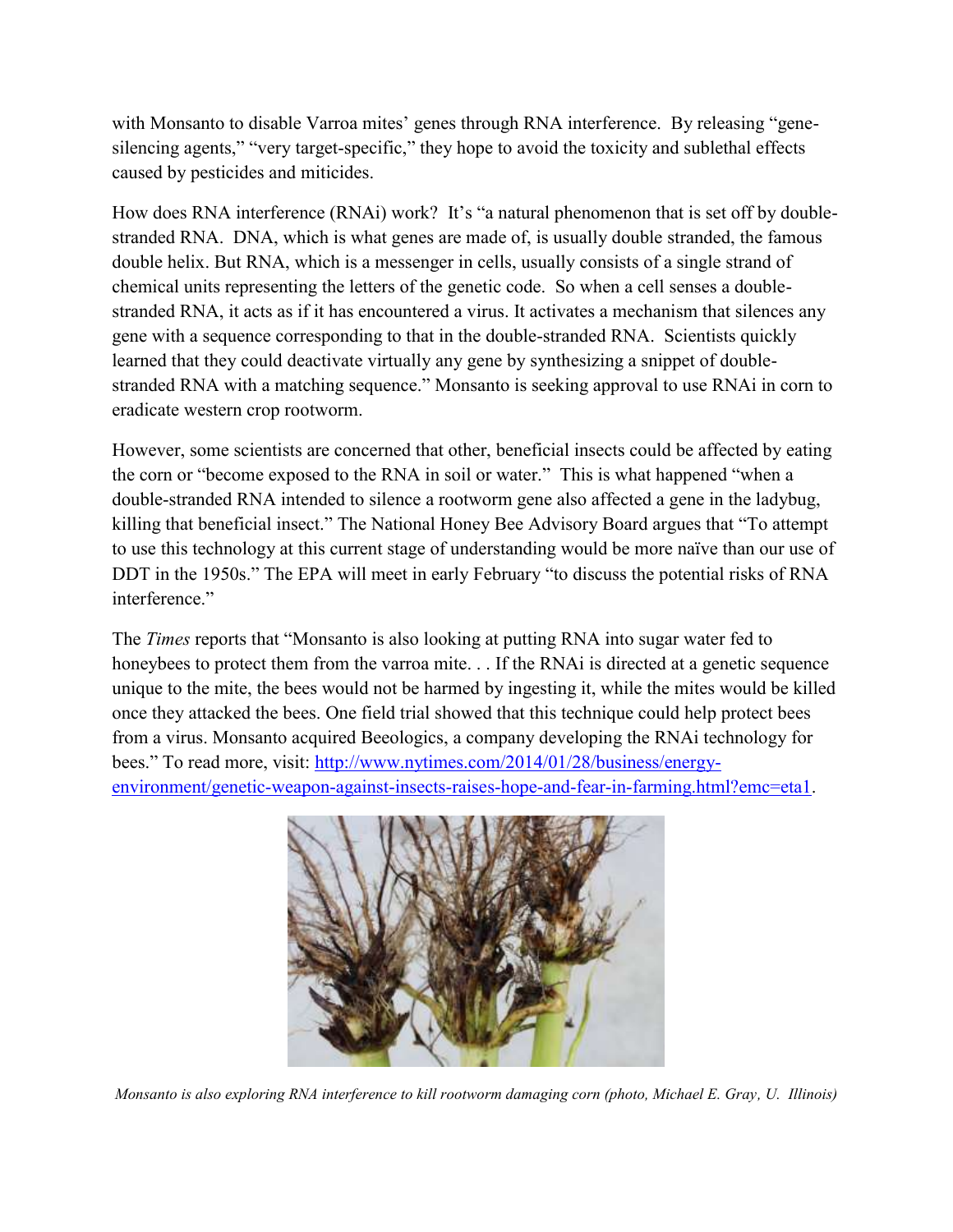with Monsanto to disable Varroa mites' genes through RNA interference. By releasing "gene-silencing agents," "very target-specific," they hope to avoid the toxicity and sublethal effects caused by pesticides and miticides.

How does RNA interference (RNAi) work? It's "a natural phenomenon that is set off by double-stranded RNA. DNA, which is what genes are made of, is usually double stranded, the famous double helix. But RNA, which is a messenger in cells, usually consists of a single strand of chemical units representing the letters of the genetic code. So when a cell senses a double-stranded RNA, it acts as if it has encountered a virus. It activates a mechanism that silences any gene with a sequence corresponding to that in the double-stranded RNA. Scientists quickly learned that they could deactivate virtually any gene by synthesizing a snippet of double-stranded RNA with a matching sequence." Monsanto is seeking approval to use RNAi in corn to eradicate western crop rootworm.

However, some scientists are concerned that other, beneficial insects could be affected by eating the corn or "become exposed to the RNA in soil or water." This is what happened "when a double-stranded RNA intended to silence a rootworm gene also affected a gene in the ladybug, killing that beneficial insect." The National Honey Bee Advisory Board argues that "To attempt to use this technology at this current stage of understanding would be more naïve than our use of DDT in the 1950s." The EPA will meet in early February "to discuss the potential risks of RNA interference."

The *Times* reports that "Monsanto is also looking at putting RNA into sugar water fed to honeybees to protect them from the varroa mite. . . If the RNAi is directed at a genetic sequence unique to the mite, the bees would not be harmed by ingesting it, while the mites would be killed once they attacked the bees. One field trial showed that this technique could help protect bees from a virus. Monsanto acquired Beeologics, a company developing the RNAi technology for bees." To read more, visit: [http://www.nytimes.com/2014/01/28/business/energy-environment/genetic-weapon-against-insects-raises-hope-and-fear-in-farming.html?emc=eta1](http://www.nytimes.com/2014/01/28/business/energy-environment/genetic-weapon-against-insects-raises-hope-and-fear-in-farming.html?emc=eta1).

*Monsanto is also exploring RNA interference to kill rootworm damaging corn (photo, Michael E. Gray, U. Illinois)*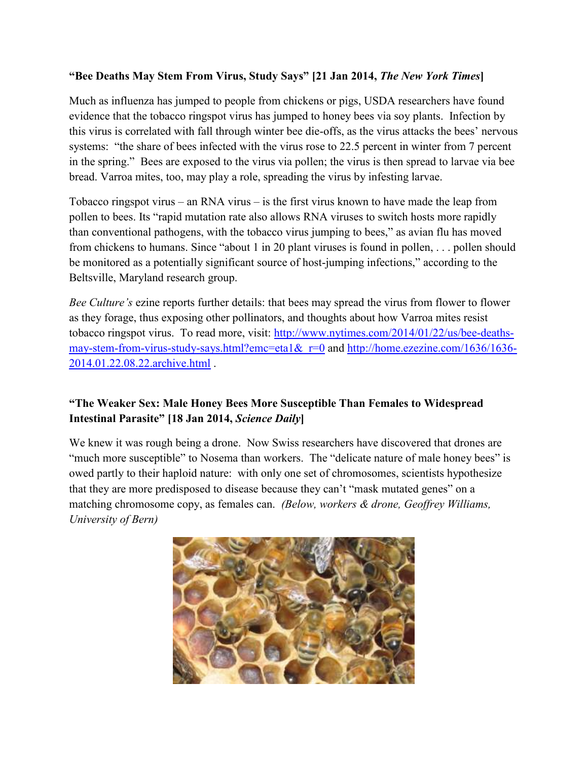**"Bee Deaths May Stem From Virus, Study Says" [21 Jan 2014, *The New York Times*]**

Much as influenza has jumped to people from chickens or pigs, USDA researchers have found evidence that the tobacco ringspot virus has jumped to honey bees via soy plants. Infection by this virus is correlated with fall through winter bee die-offs, as the virus attacks the bees' nervous systems: "the share of bees infected with the virus rose to 22.5 percent in winter from 7 percent in the spring." Bees are exposed to the virus via pollen; the virus is then spread to larvae via bee bread. Varroa mites, too, may play a role, spreading the virus by infesting larvae.

Tobacco ringspot virus – an RNA virus – is the first virus known to have made the leap from pollen to bees. Its "rapid mutation rate also allows RNA viruses to switch hosts more rapidly than conventional pathogens, with the tobacco virus jumping to bees," as avian flu has moved from chickens to humans. Since "about 1 in 20 plant viruses is found in pollen, . . . pollen should be monitored as a potentially significant source of host-jumping infections," according to the Beltsville, Maryland research group.

*Bee Culture's* ezine reports further details: that bees may spread the virus from flower to flower as they forage, thus exposing other pollinators, and thoughts about how Varroa mites resist tobacco ringspot virus. To read more, visit: [http://www.nytimes.com/2014/01/22/us/bee-deaths-may-stem-from-virus-study-says.html?emc=eta1&_r=0](http://www.nytimes.com/2014/01/22/us/bee-deaths-may-stem-from-virus-study-says.html?emc=eta1&_r=0) and [http://home.ezezine.com/1636/1636-2014.01.22.08.22.archive.html](http://home.ezezine.com/1636/1636-2014.01.22.08.22.archive.html) .

**"The Weaker Sex: Male Honey Bees More Susceptible Than Females to Widespread Intestinal Parasite" [18 Jan 2014, *Science Daily*]**

We knew it was rough being a drone. Now Swiss researchers have discovered that drones are "much more susceptible" to Nosema than workers. The "delicate nature of male honey bees" is owed partly to their haploid nature: with only one set of chromosomes, scientists hypothesize that they are more predisposed to disease because they can't "mask mutated genes" on a matching chromosome copy, as females can. *(Below, workers & drone, Geoffrey Williams, University of Bern)*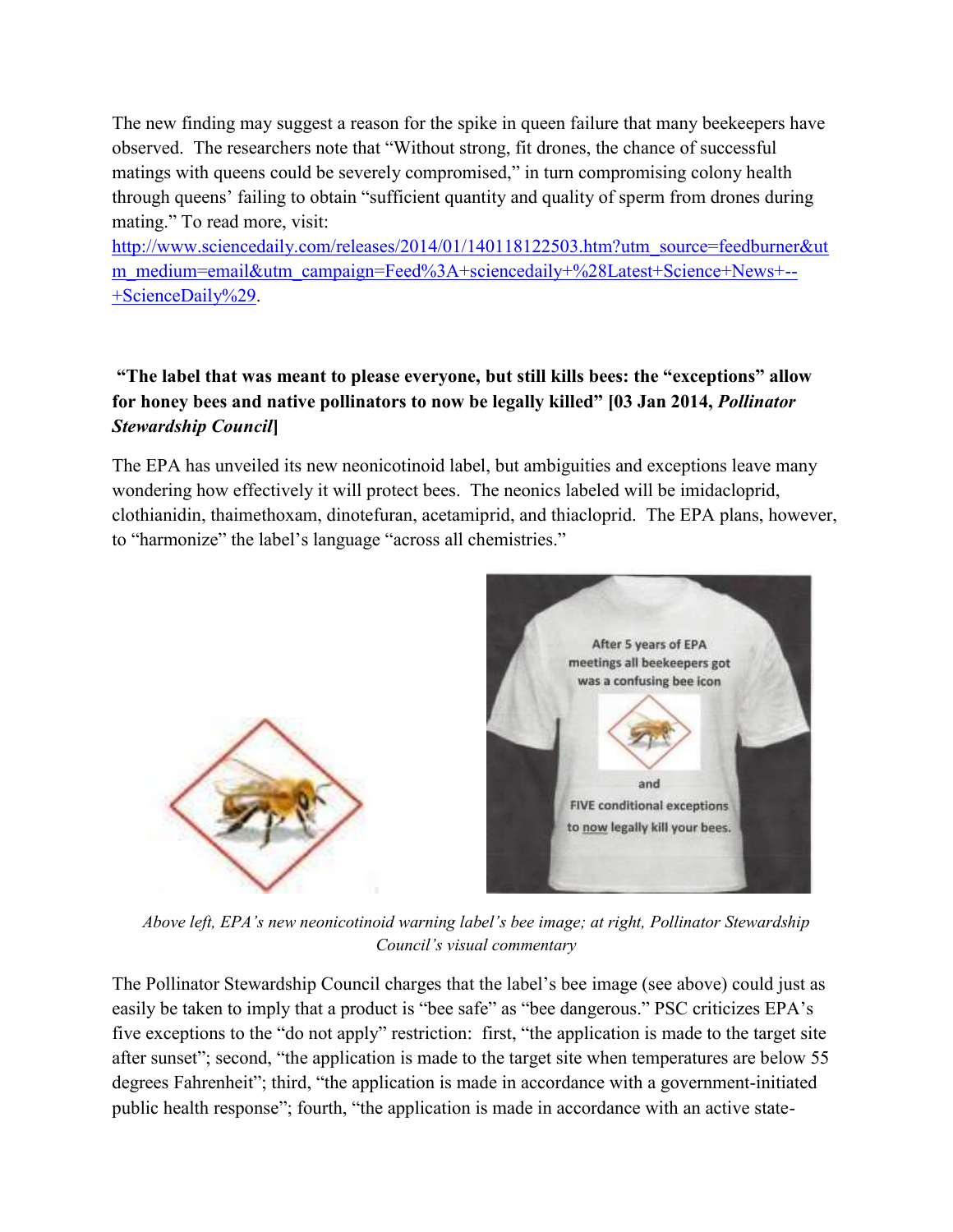The new finding may suggest a reason for the spike in queen failure that many beekeepers have observed. The researchers note that "Without strong, fit drones, the chance of successful matings with queens could be severely compromised," in turn compromising colony health through queens' failing to obtain "sufficient quantity and quality of sperm from drones during mating." To read more, visit: http://www.sciencedaily.com/releases/2014/01/140118122503.htm?utm_source=feedburner&utm_medium=email&utm_campaign=Feed%3A+sciencedaily+%28Latest+Science+News+--+ScienceDaily%29.

**"The label that was meant to please everyone, but still kills bees: the "exceptions" allow for honey bees and native pollinators to now be legally killed" [03 Jan 2014, *Pollinator Stewardship Council*]**

The EPA has unveiled its new neonicotinoid label, but ambiguities and exceptions leave many wondering how effectively it will protect bees. The neonics labeled will be imidacloprid, clothianidin, thaimethoxam, dinotefuran, acetamiprid, and thiacloprid. The EPA plans, however, to "harmonize" the label's language "across all chemistries."

*Above left, EPA's new neonicotinoid warning label's bee image; at right, Pollinator Stewardship Council's visual commentary*

The Pollinator Stewardship Council charges that the label's bee image (see above) could just as easily be taken to imply that a product is "bee safe" as "bee dangerous." PSC criticizes EPA's five exceptions to the "do not apply" restriction: first, "the application is made to the target site after sunset"; second, "the application is made to the target site when temperatures are below 55 degrees Fahrenheit"; third, "the application is made in accordance with a government-initiated public health response"; fourth, "the application is made in accordance with an active state-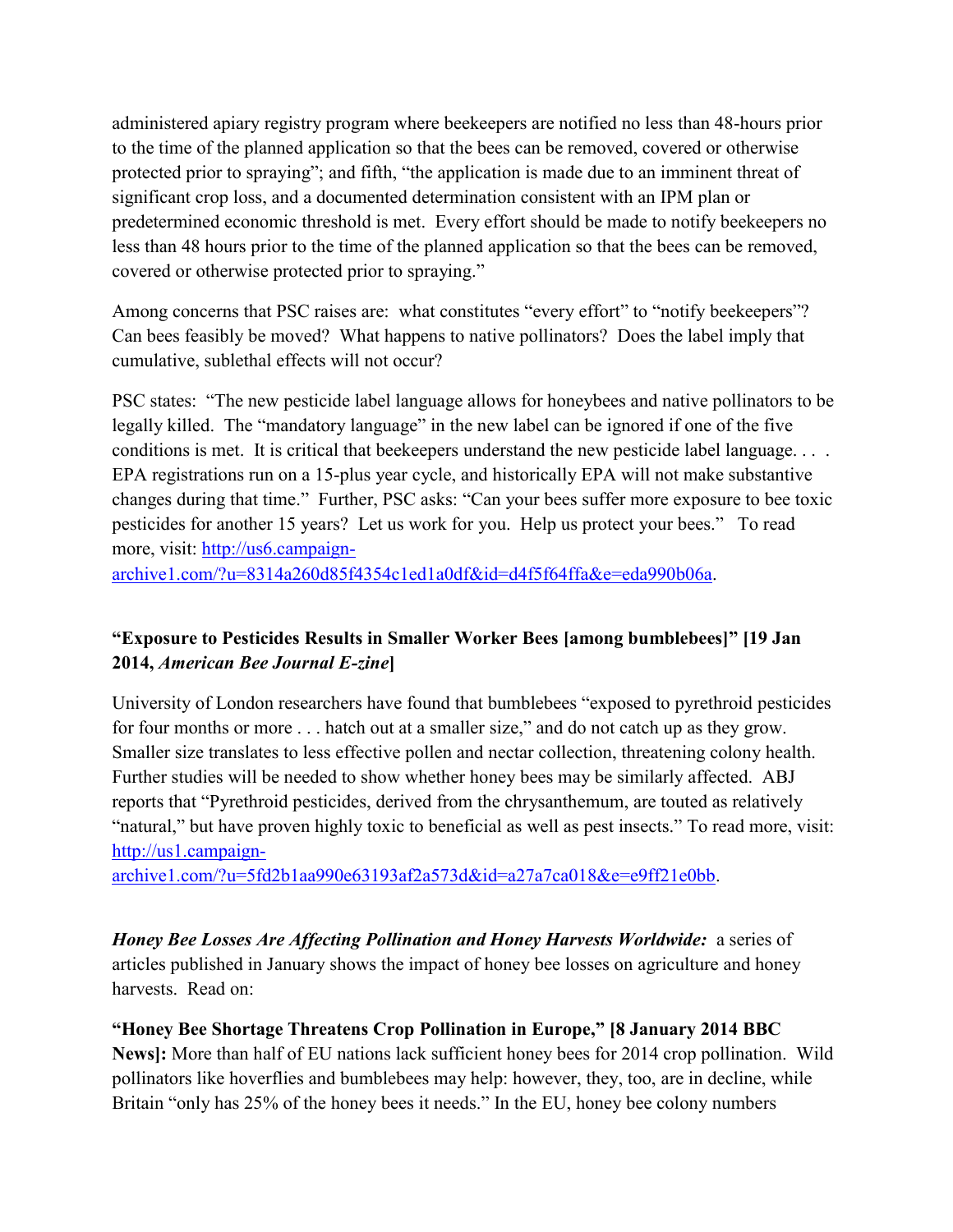administered apiary registry program where beekeepers are notified no less than 48-hours prior to the time of the planned application so that the bees can be removed, covered or otherwise protected prior to spraying"; and fifth, "the application is made due to an imminent threat of significant crop loss, and a documented determination consistent with an IPM plan or predetermined economic threshold is met. Every effort should be made to notify beekeepers no less than 48 hours prior to the time of the planned application so that the bees can be removed, covered or otherwise protected prior to spraying."

Among concerns that PSC raises are: what constitutes "every effort" to "notify beekeepers"? Can bees feasibly be moved? What happens to native pollinators? Does the label imply that cumulative, sublethal effects will not occur?

PSC states: "The new pesticide label language allows for honeybees and native pollinators to be legally killed. The "mandatory language" in the new label can be ignored if one of the five conditions is met. It is critical that beekeepers understand the new pesticide label language. . . . EPA registrations run on a 15-plus year cycle, and historically EPA will not make substantive changes during that time." Further, PSC asks: "Can your bees suffer more exposure to bee toxic pesticides for another 15 years? Let us work for you. Help us protect your bees." To read more, visit: http://us6.campaign-archive1.com/?u=8314a260d85f4354c1ed1a0df&id=d4f5f64ffa&e=eda990b06a.

**"Exposure to Pesticides Results in Smaller Worker Bees [among bumblebees]" [19 Jan 2014, *American Bee Journal E-zine*]**

University of London researchers have found that bumblebees "exposed to pyrethroid pesticides for four months or more . . . hatch out at a smaller size," and do not catch up as they grow. Smaller size translates to less effective pollen and nectar collection, threatening colony health. Further studies will be needed to show whether honey bees may be similarly affected. ABJ reports that "Pyrethroid pesticides, derived from the chrysanthemum, are touted as relatively "natural," but have proven highly toxic to beneficial as well as pest insects." To read more, visit: http://us1.campaign-archive1.com/?u=5fd2b1aa990e63193af2a573d&id=a27a7ca018&e=e9ff21e0bb.

***Honey Bee Losses Are Affecting Pollination and Honey Harvests Worldwide:*** a series of articles published in January shows the impact of honey bee losses on agriculture and honey harvests. Read on:

**"Honey Bee Shortage Threatens Crop Pollination in Europe," [8 January 2014 BBC News]:** More than half of EU nations lack sufficient honey bees for 2014 crop pollination. Wild pollinators like hoverflies and bumblebees may help: however, they, too, are in decline, while Britain "only has 25% of the honey bees it needs." In the EU, honey bee colony numbers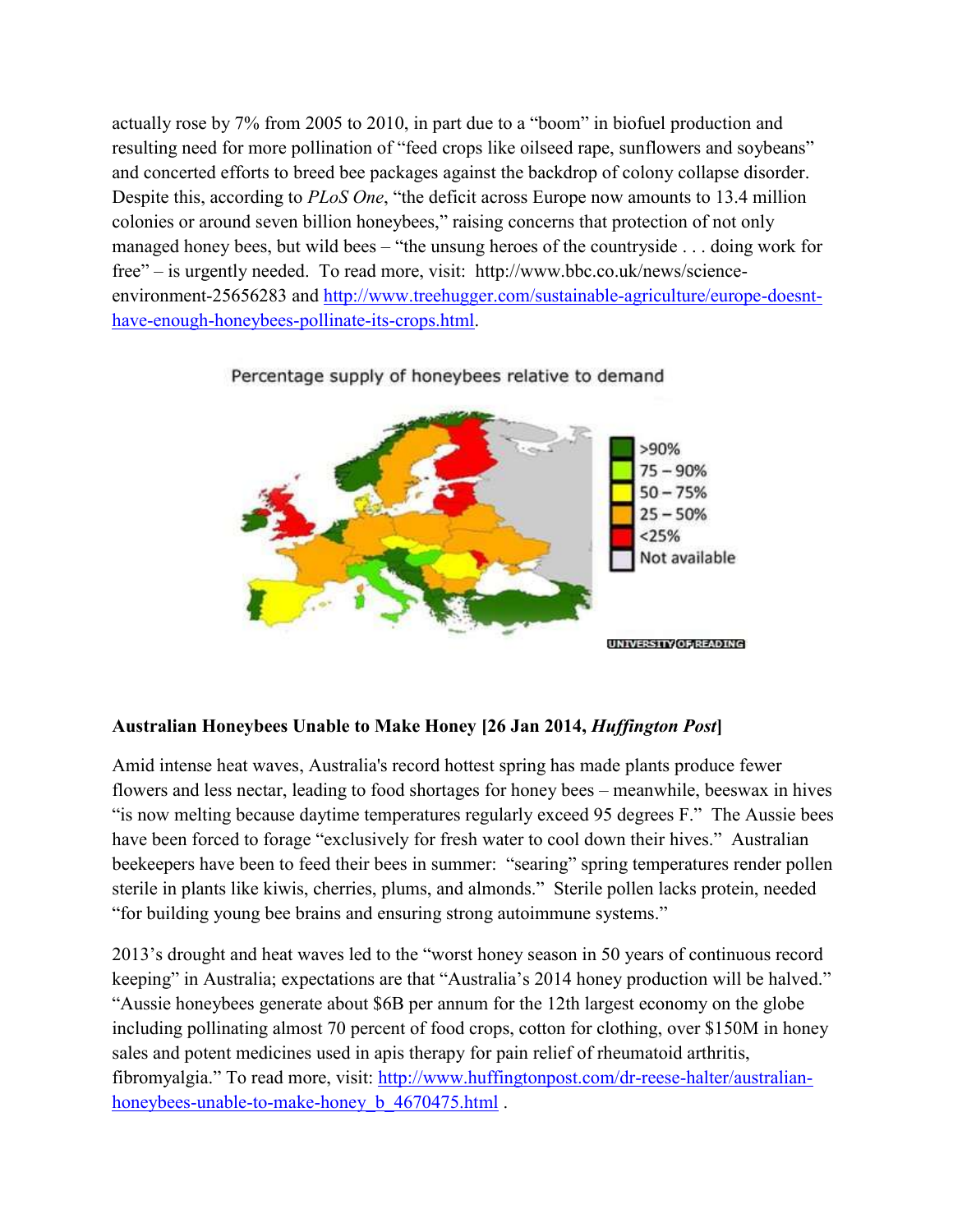actually rose by 7% from 2005 to 2010, in part due to a "boom" in biofuel production and resulting need for more pollination of "feed crops like oilseed rape, sunflowers and soybeans" and concerted efforts to breed bee packages against the backdrop of colony collapse disorder. Despite this, according to *PLoS One*, "the deficit across Europe now amounts to 13.4 million colonies or around seven billion honeybees," raising concerns that protection of not only managed honey bees, but wild bees – "the unsung heroes of the countryside . . . doing work for free" – is urgently needed. To read more, visit: http://www.bbc.co.uk/news/science-environment-25656283 and http://www.treehugger.com/sustainable-agriculture/europe-doesnt-have-enough-honeybees-pollinate-its-crops.html.

Percentage supply of honeybees relative to demand

>90%
75 – 90%
50 – 75%
25 – 50%
<25%
Not available

UNIVERSITY OF READING

**Australian Honeybees Unable to Make Honey [26 Jan 2014, *Huffington Post*]**

Amid intense heat waves, Australia's record hottest spring has made plants produce fewer flowers and less nectar, leading to food shortages for honey bees – meanwhile, beeswax in hives "is now melting because daytime temperatures regularly exceed 95 degrees F." The Aussie bees have been forced to forage "exclusively for fresh water to cool down their hives." Australian beekeepers have been to feed their bees in summer: "searing" spring temperatures render pollen sterile in plants like kiwis, cherries, plums, and almonds." Sterile pollen lacks protein, needed "for building young bee brains and ensuring strong autoimmune systems."

2013's drought and heat waves led to the "worst honey season in 50 years of continuous record keeping" in Australia; expectations are that "Australia's 2014 honey production will be halved." "Aussie honeybees generate about $6B per annum for the 12th largest economy on the globe including pollinating almost 70 percent of food crops, cotton for clothing, over $150M in honey sales and potent medicines used in apis therapy for pain relief of rheumatoid arthritis, fibromyalgia." To read more, visit: http://www.huffingtonpost.com/dr-reese-halter/australian-honeybees-unable-to-make-honey_b_4670475.html .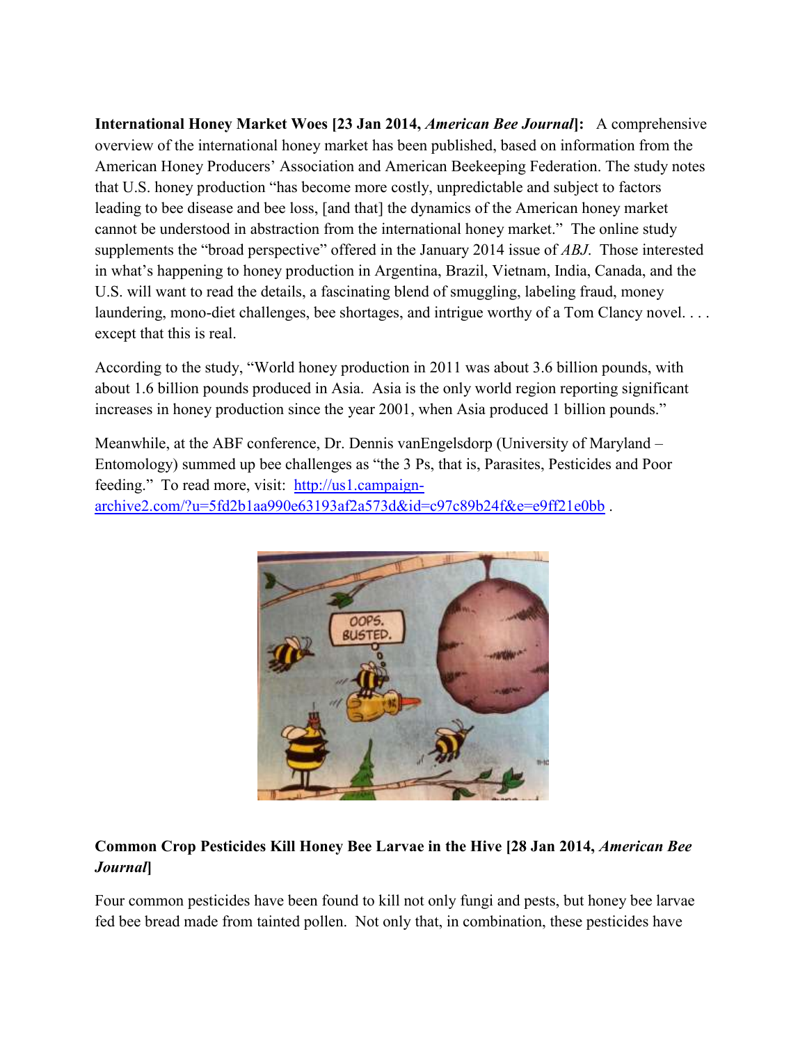**International Honey Market Woes [23 Jan 2014, *American Bee Journal*]:** A comprehensive overview of the international honey market has been published, based on information from the American Honey Producers' Association and American Beekeeping Federation. The study notes that U.S. honey production "has become more costly, unpredictable and subject to factors leading to bee disease and bee loss, [and that] the dynamics of the American honey market cannot be understood in abstraction from the international honey market." The online study supplements the "broad perspective" offered in the January 2014 issue of *ABJ*. Those interested in what's happening to honey production in Argentina, Brazil, Vietnam, India, Canada, and the U.S. will want to read the details, a fascinating blend of smuggling, labeling fraud, money laundering, mono-diet challenges, bee shortages, and intrigue worthy of a Tom Clancy novel. . . . except that this is real.

According to the study, "World honey production in 2011 was about 3.6 billion pounds, with about 1.6 billion pounds produced in Asia. Asia is the only world region reporting significant increases in honey production since the year 2001, when Asia produced 1 billion pounds."

Meanwhile, at the ABF conference, Dr. Dennis vanEngelsdorp (University of Maryland – Entomology) summed up bee challenges as "the 3 Ps, that is, Parasites, Pesticides and Poor feeding." To read more, visit: [http://us1.campaign-archive2.com/?u=5fd2b1aa990e63193af2a573d&id=c97c89b24f&e=e9ff21e0bb](http://us1.campaign-archive2.com/?u=5fd2b1aa990e63193af2a573d&id=c97c89b24f&e=e9ff21e0bb) .

**Common Crop Pesticides Kill Honey Bee Larvae in the Hive [28 Jan 2014, *American Bee Journal*]**

Four common pesticides have been found to kill not only fungi and pests, but honey bee larvae fed bee bread made from tainted pollen. Not only that, in combination, these pesticides have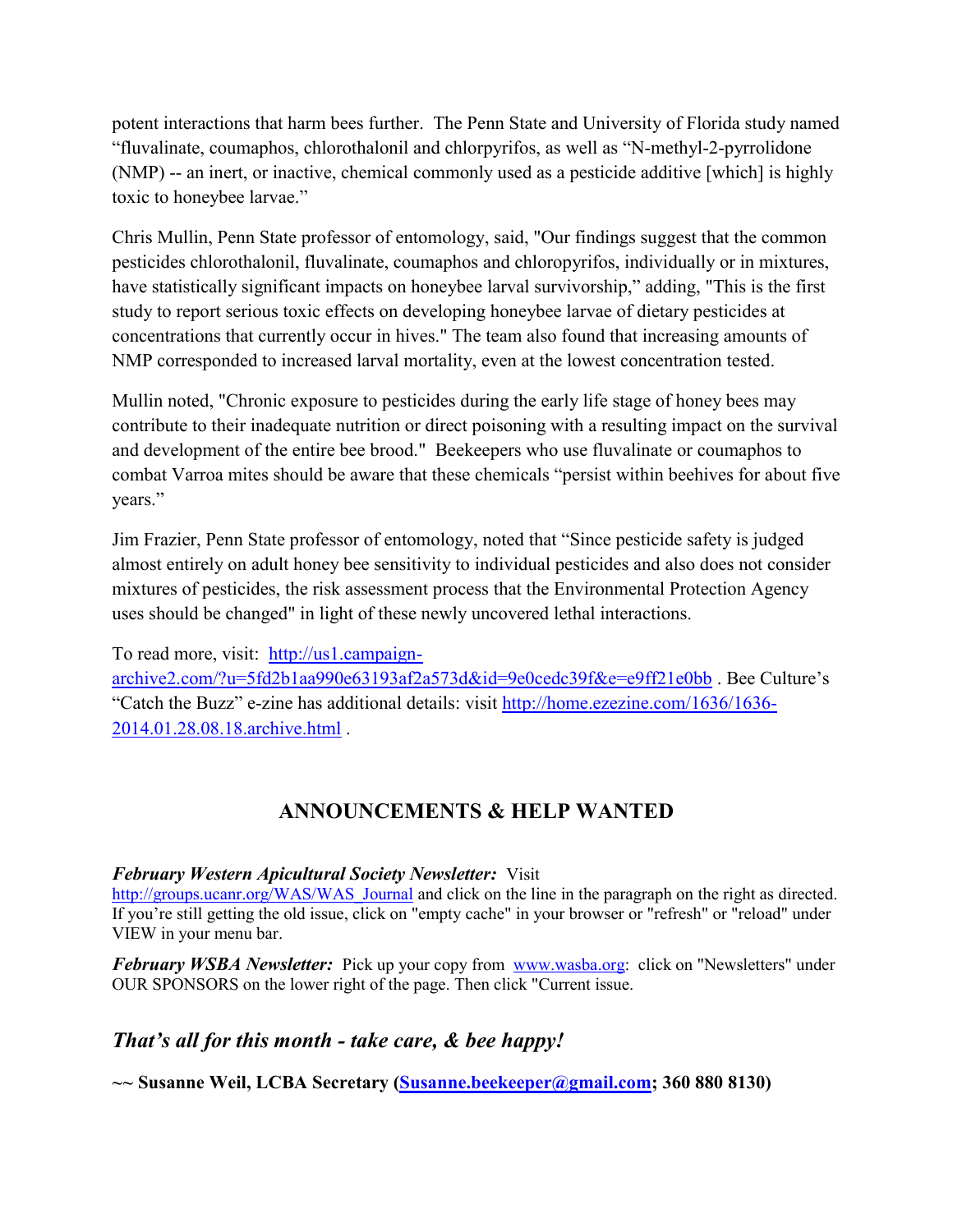potent interactions that harm bees further. The Penn State and University of Florida study named "fluvalinate, coumaphos, chlorothalonil and chlorpyrifos, as well as "N-methyl-2-pyrrolidone (NMP) -- an inert, or inactive, chemical commonly used as a pesticide additive [which] is highly toxic to honeybee larvae."

Chris Mullin, Penn State professor of entomology, said, "Our findings suggest that the common pesticides chlorothalonil, fluvalinate, coumaphos and chloropyrifos, individually or in mixtures, have statistically significant impacts on honeybee larval survivorship," adding, "This is the first study to report serious toxic effects on developing honeybee larvae of dietary pesticides at concentrations that currently occur in hives." The team also found that increasing amounts of NMP corresponded to increased larval mortality, even at the lowest concentration tested.

Mullin noted, "Chronic exposure to pesticides during the early life stage of honey bees may contribute to their inadequate nutrition or direct poisoning with a resulting impact on the survival and development of the entire bee brood." Beekeepers who use fluvalinate or coumaphos to combat Varroa mites should be aware that these chemicals "persist within beehives for about five years."

Jim Frazier, Penn State professor of entomology, noted that "Since pesticide safety is judged almost entirely on adult honey bee sensitivity to individual pesticides and also does not consider mixtures of pesticides, the risk assessment process that the Environmental Protection Agency uses should be changed" in light of these newly uncovered lethal interactions.

To read more, visit: http://us1.campaign-archive2.com/?u=5fd2b1aa990e63193af2a573d&id=9e0cedc39f&e=e9ff21e0bb . Bee Culture's "Catch the Buzz" e-zine has additional details: visit http://home.ezezine.com/1636/1636-2014.01.28.08.18.archive.html .

## ANNOUNCEMENTS & HELP WANTED

***February Western Apicultural Society Newsletter:*** Visit http://groups.ucanr.org/WAS/WAS_Journal and click on the line in the paragraph on the right as directed. If you're still getting the old issue, click on "empty cache" in your browser or "refresh" or "reload" under VIEW in your menu bar.

***February WSBA Newsletter:*** Pick up your copy from www.wasba.org: click on "Newsletters" under OUR SPONSORS on the lower right of the page. Then click "Current issue.

## *That's all for this month - take care, & bee happy!*

**~~ Susanne Weil, LCBA Secretary (Susanne.beekeeper@gmail.com; 360 880 8130)**